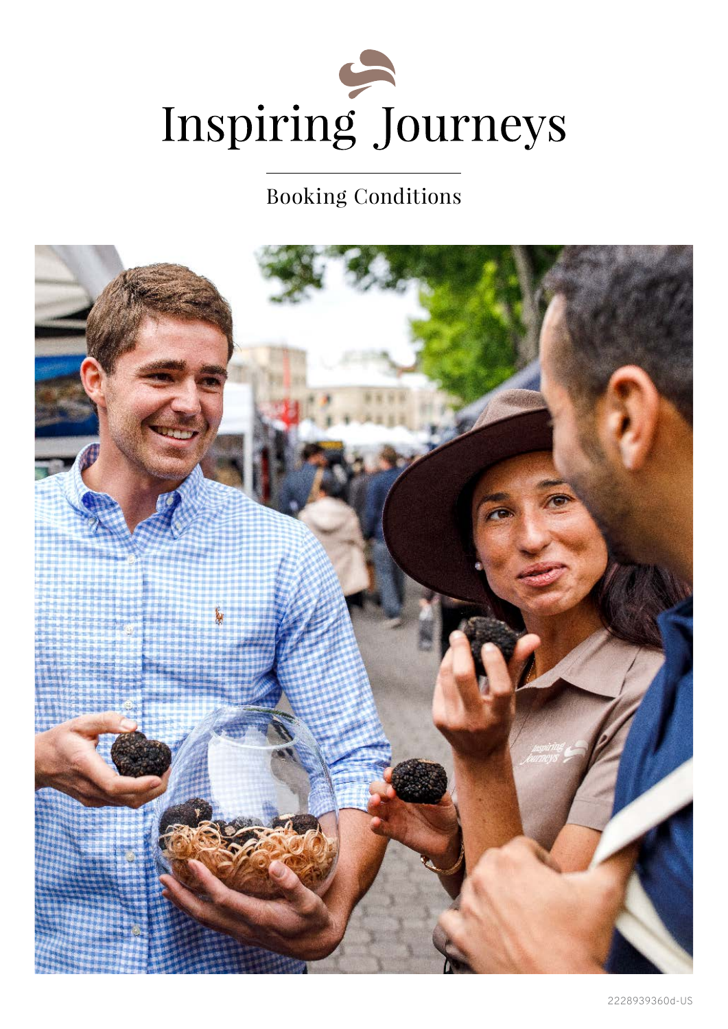# Inspiring Journeys

## Booking Conditions

2228939360d-US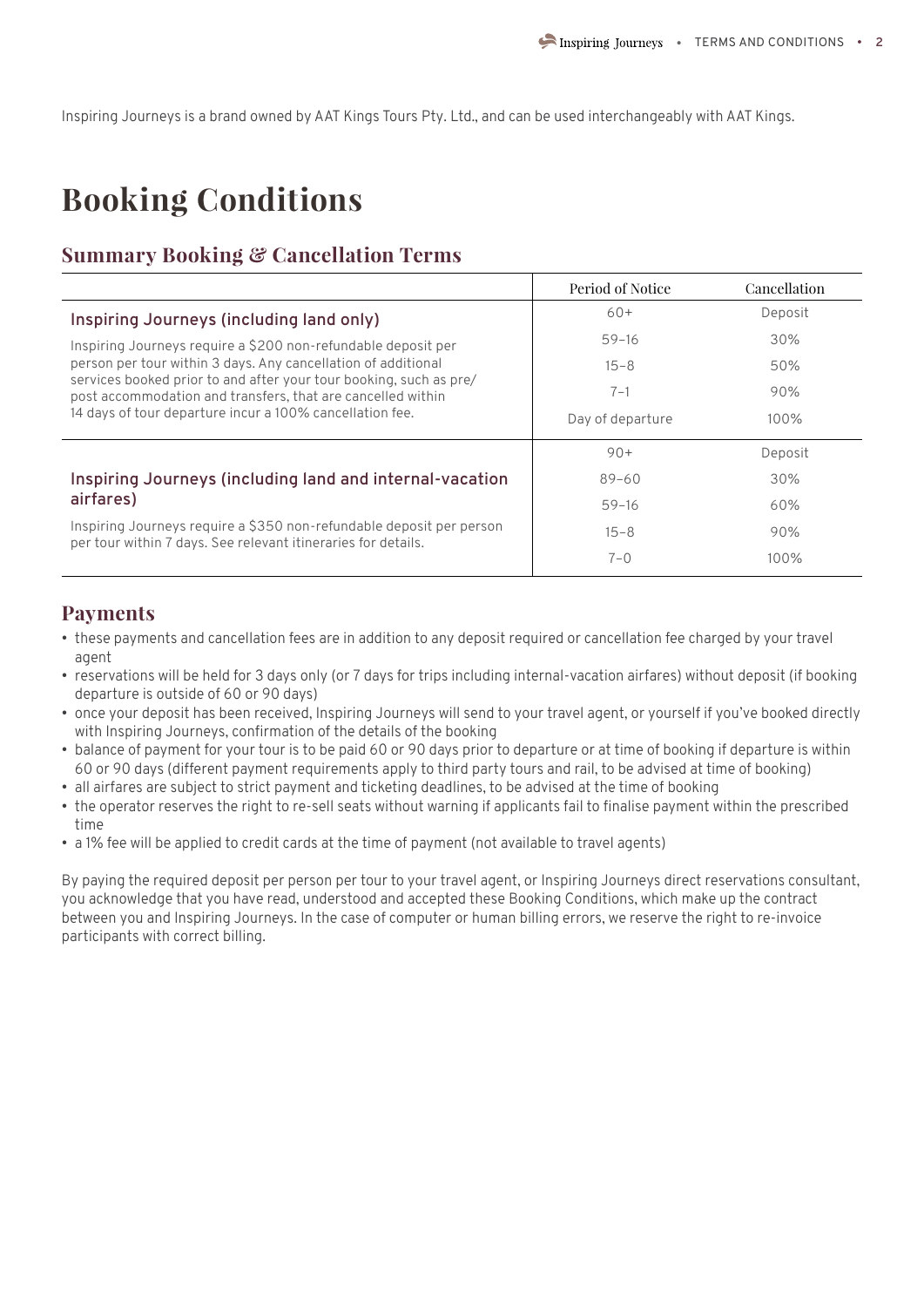Inspiring Journeys is a brand owned by AAT Kings Tours Pty. Ltd., and can be used interchangeably with AAT Kings.

# Booking Conditions

## Summary Booking & Cancellation Terms

| | Period of Notice | Cancellation |
|---|---|---|
| **Inspiring Journeys (including land only)** | 60+ | Deposit |
| Inspiring Journeys require a $200 non-refundable deposit per person per tour within 3 days. Any cancellation of additional services booked prior to and after your tour booking, such as pre/post accommodation and transfers, that are cancelled within 14 days of tour departure incur a 100% cancellation fee. | 59–16 | 30% |
| | 15–8 | 50% |
| | 7–1 | 90% |
| | Day of departure | 100% |
| **Inspiring Journeys (including land and internal-vacation airfares)** | 90+ | Deposit |
| Inspiring Journeys require a $350 non-refundable deposit per person per tour within 7 days. See relevant itineraries for details. | 89–60 | 30% |
| | 59–16 | 60% |
| | 15–8 | 90% |
| | 7–0 | 100% |

## Payments

- these payments and cancellation fees are in addition to any deposit required or cancellation fee charged by your travel agent
- reservations will be held for 3 days only (or 7 days for trips including internal-vacation airfares) without deposit (if booking departure is outside of 60 or 90 days)
- once your deposit has been received, Inspiring Journeys will send to your travel agent, or yourself if you've booked directly with Inspiring Journeys, confirmation of the details of the booking
- balance of payment for your tour is to be paid 60 or 90 days prior to departure or at time of booking if departure is within 60 or 90 days (different payment requirements apply to third party tours and rail, to be advised at time of booking)
- all airfares are subject to strict payment and ticketing deadlines, to be advised at the time of booking
- the operator reserves the right to re-sell seats without warning if applicants fail to finalise payment within the prescribed time
- a 1% fee will be applied to credit cards at the time of payment (not available to travel agents)

By paying the required deposit per person per tour to your travel agent, or Inspiring Journeys direct reservations consultant, you acknowledge that you have read, understood and accepted these Booking Conditions, which make up the contract between you and Inspiring Journeys. In the case of computer or human billing errors, we reserve the right to re-invoice participants with correct billing.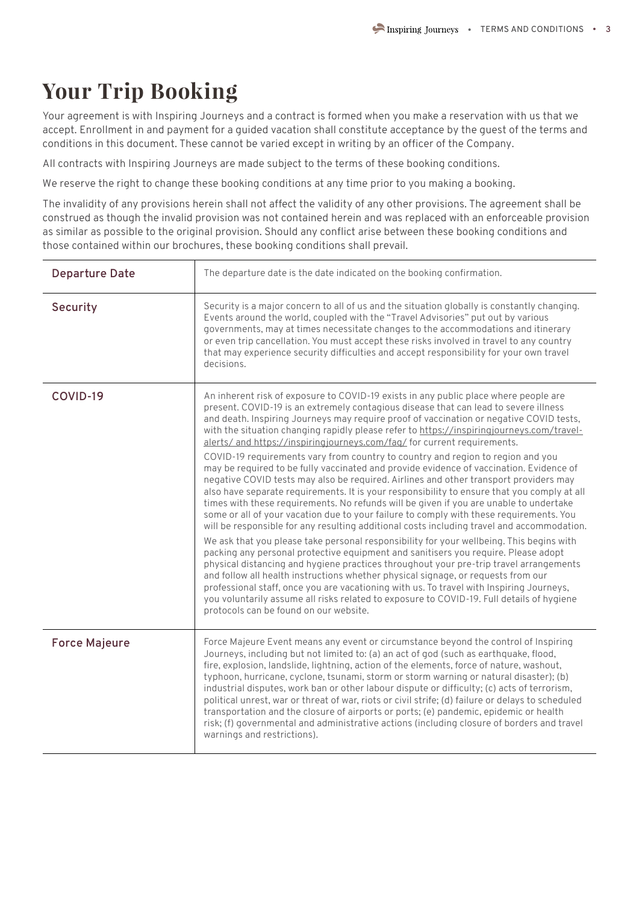# Your Trip Booking

Your agreement is with Inspiring Journeys and a contract is formed when you make a reservation with us that we accept. Enrollment in and payment for a guided vacation shall constitute acceptance by the guest of the terms and conditions in this document. These cannot be varied except in writing by an officer of the Company.

All contracts with Inspiring Journeys are made subject to the terms of these booking conditions.

We reserve the right to change these booking conditions at any time prior to you making a booking.

The invalidity of any provisions herein shall not affect the validity of any other provisions. The agreement shall be construed as though the invalid provision was not contained herein and was replaced with an enforceable provision as similar as possible to the original provision. Should any conflict arise between these booking conditions and those contained within our brochures, these booking conditions shall prevail.

| | |
|---|---|
| **Departure Date** | The departure date is the date indicated on the booking confirmation. |
| **Security** | Security is a major concern to all of us and the situation globally is constantly changing. Events around the world, coupled with the "Travel Advisories" put out by various governments, may at times necessitate changes to the accommodations and itinerary or even trip cancellation. You must accept these risks involved in travel to any country that may experience security difficulties and accept responsibility for your own travel decisions. |
| **COVID-19** | An inherent risk of exposure to COVID-19 exists in any public place where people are present. COVID-19 is an extremely contagious disease that can lead to severe illness and death. Inspiring Journeys may require proof of vaccination or negative COVID tests, with the situation changing rapidly please refer to https://inspiringjourneys.com/travel-alerts/ and https://inspiringjourneys.com/faq/ for current requirements.<br><br>COVID-19 requirements vary from country to country and region to region and you may be required to be fully vaccinated and provide evidence of vaccination. Evidence of negative COVID tests may also be required. Airlines and other transport providers may also have separate requirements. It is your responsibility to ensure that you comply at all times with these requirements. No refunds will be given if you are unable to undertake some or all of your vacation due to your failure to comply with these requirements. You will be responsible for any resulting additional costs including travel and accommodation.<br><br>We ask that you please take personal responsibility for your wellbeing. This begins with packing any personal protective equipment and sanitisers you require. Please adopt physical distancing and hygiene practices throughout your pre-trip travel arrangements and follow all health instructions whether physical signage, or requests from our professional staff, once you are vacationing with us. To travel with Inspiring Journeys, you voluntarily assume all risks related to exposure to COVID-19. Full details of hygiene protocols can be found on our website. |
| **Force Majeure** | Force Majeure Event means any event or circumstance beyond the control of Inspiring Journeys, including but not limited to: (a) an act of god (such as earthquake, flood, fire, explosion, landslide, lightning, action of the elements, force of nature, washout, typhoon, hurricane, cyclone, tsunami, storm or storm warning or natural disaster); (b) industrial disputes, work ban or other labour dispute or difficulty; (c) acts of terrorism, political unrest, war or threat of war, riots or civil strife; (d) failure or delays to scheduled transportation and the closure of airports or ports; (e) pandemic, epidemic or health risk; (f) governmental and administrative actions (including closure of borders and travel warnings and restrictions). |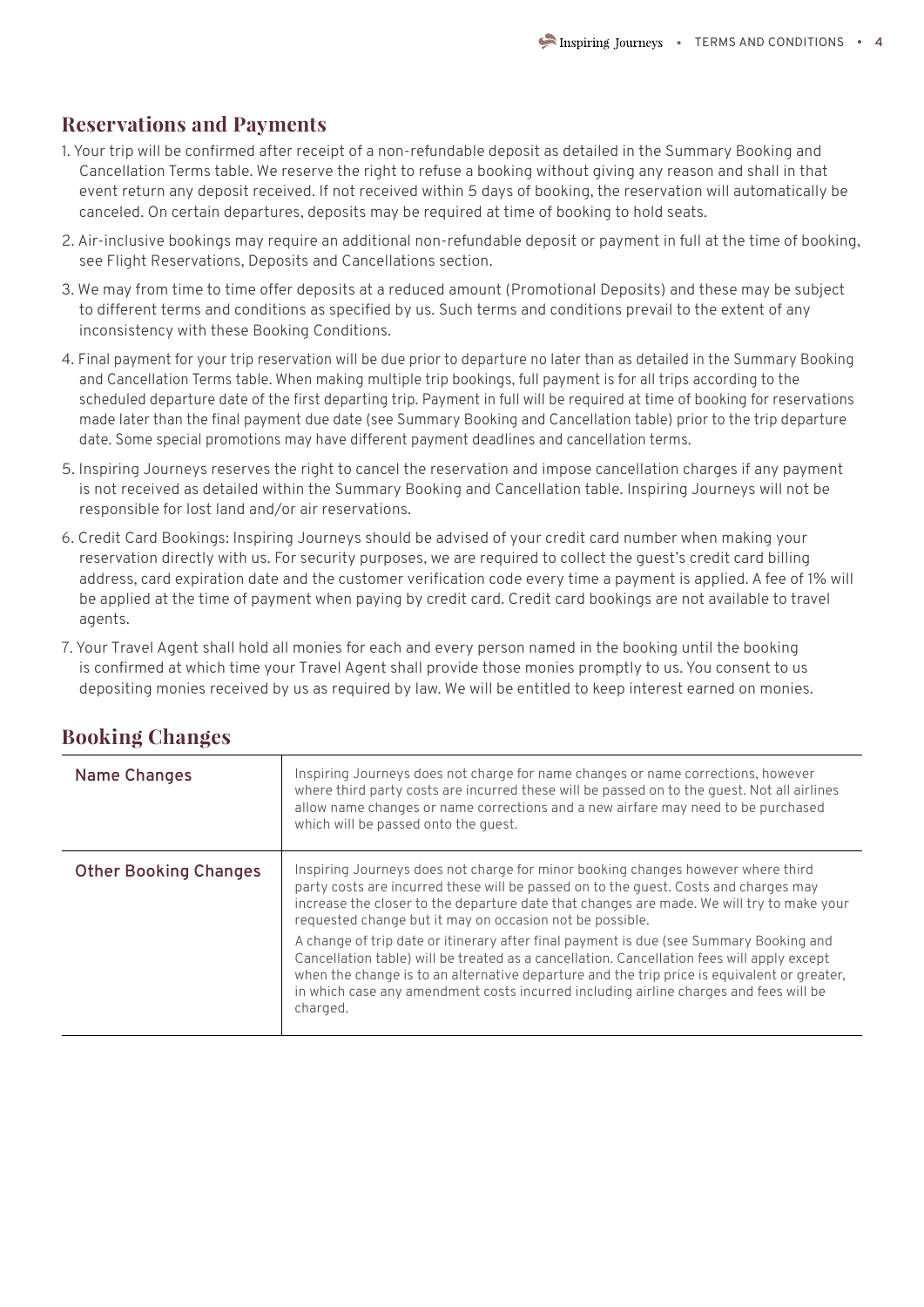## Reservations and Payments

1. Your trip will be confirmed after receipt of a non-refundable deposit as detailed in the Summary Booking and Cancellation Terms table. We reserve the right to refuse a booking without giving any reason and shall in that event return any deposit received. If not received within 5 days of booking, the reservation will automatically be canceled. On certain departures, deposits may be required at time of booking to hold seats.
2. Air-inclusive bookings may require an additional non-refundable deposit or payment in full at the time of booking, see Flight Reservations, Deposits and Cancellations section.
3. We may from time to time offer deposits at a reduced amount (Promotional Deposits) and these may be subject to different terms and conditions as specified by us. Such terms and conditions prevail to the extent of any inconsistency with these Booking Conditions.
4. Final payment for your trip reservation will be due prior to departure no later than as detailed in the Summary Booking and Cancellation Terms table. When making multiple trip bookings, full payment is for all trips according to the scheduled departure date of the first departing trip. Payment in full will be required at time of booking for reservations made later than the final payment due date (see Summary Booking and Cancellation table) prior to the trip departure date. Some special promotions may have different payment deadlines and cancellation terms.
5. Inspiring Journeys reserves the right to cancel the reservation and impose cancellation charges if any payment is not received as detailed within the Summary Booking and Cancellation table. Inspiring Journeys will not be responsible for lost land and/or air reservations.
6. Credit Card Bookings: Inspiring Journeys should be advised of your credit card number when making your reservation directly with us. For security purposes, we are required to collect the guest's credit card billing address, card expiration date and the customer verification code every time a payment is applied. A fee of 1% will be applied at the time of payment when paying by credit card. Credit card bookings are not available to travel agents.
7. Your Travel Agent shall hold all monies for each and every person named in the booking until the booking is confirmed at which time your Travel Agent shall provide those monies promptly to us. You consent to us depositing monies received by us as required by law. We will be entitled to keep interest earned on monies.

## Booking Changes

| | |
|---|---|
| **Name Changes** | Inspiring Journeys does not charge for name changes or name corrections, however where third party costs are incurred these will be passed on to the guest. Not all airlines allow name changes or name corrections and a new airfare may need to be purchased which will be passed onto the guest. |
| **Other Booking Changes** | Inspiring Journeys does not charge for minor booking changes however where third party costs are incurred these will be passed on to the guest. Costs and charges may increase the closer to the departure date that changes are made. We will try to make your requested change but it may on occasion not be possible.<br><br>A change of trip date or itinerary after final payment is due (see Summary Booking and Cancellation table) will be treated as a cancellation. Cancellation fees will apply except when the change is to an alternative departure and the trip price is equivalent or greater, in which case any amendment costs incurred including airline charges and fees will be charged. |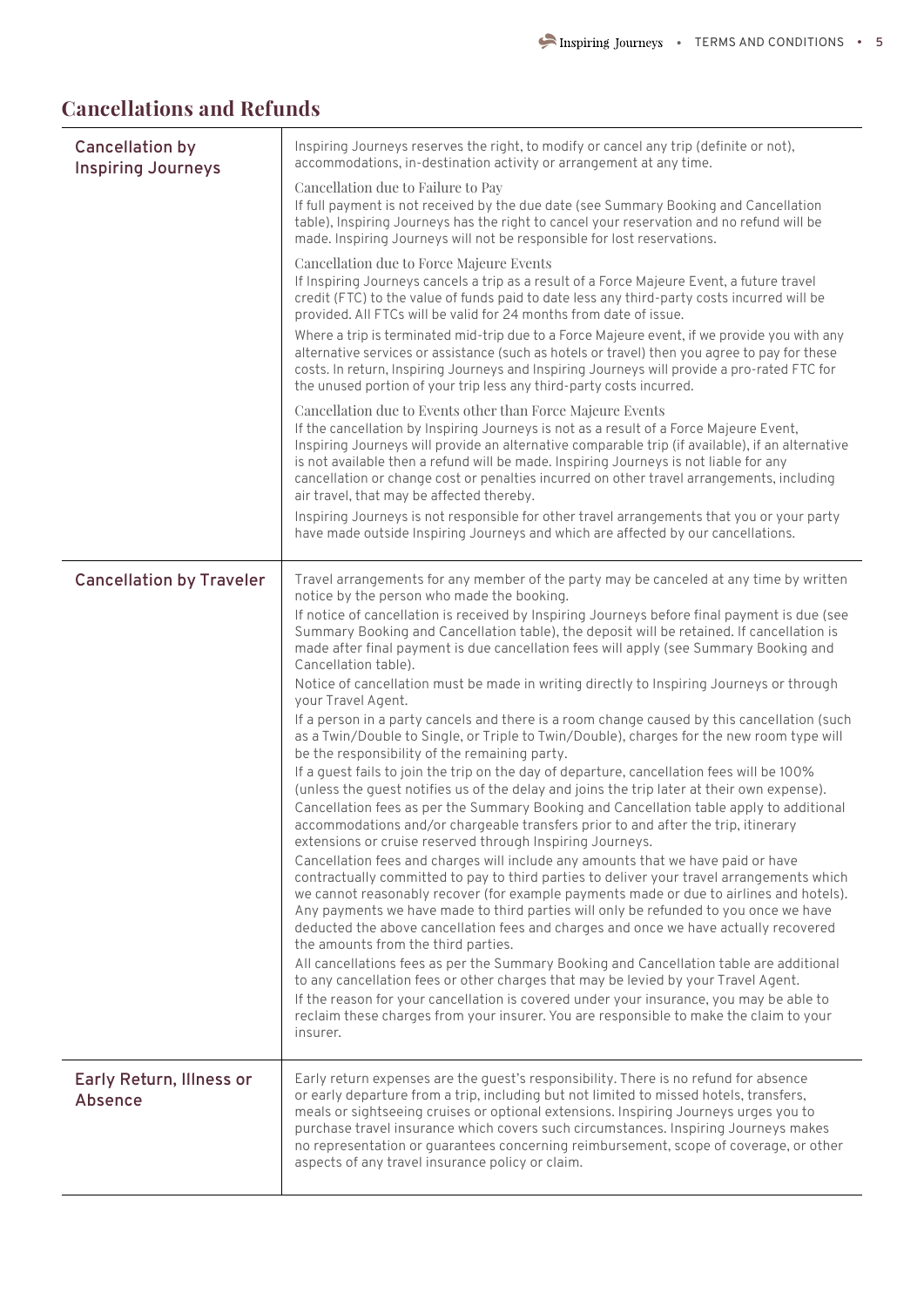## Cancellations and Refunds

| | |
|---|---|
| **Cancellation by Inspiring Journeys** | Inspiring Journeys reserves the right, to modify or cancel any trip (definite or not), accommodations, in-destination activity or arrangement at any time.<br><br>Cancellation due to Failure to Pay<br>If full payment is not received by the due date (see Summary Booking and Cancellation table), Inspiring Journeys has the right to cancel your reservation and no refund will be made. Inspiring Journeys will not be responsible for lost reservations.<br><br>Cancellation due to Force Majeure Events<br>If Inspiring Journeys cancels a trip as a result of a Force Majeure Event, a future travel credit (FTC) to the value of funds paid to date less any third-party costs incurred will be provided. All FTCs will be valid for 24 months from date of issue.<br><br>Where a trip is terminated mid-trip due to a Force Majeure event, if we provide you with any alternative services or assistance (such as hotels or travel) then you agree to pay for these costs. In return, Inspiring Journeys and Inspiring Journeys will provide a pro-rated FTC for the unused portion of your trip less any third-party costs incurred.<br><br>Cancellation due to Events other than Force Majeure Events<br>If the cancellation by Inspiring Journeys is not as a result of a Force Majeure Event, Inspiring Journeys will provide an alternative comparable trip (if available), if an alternative is not available then a refund will be made. Inspiring Journeys is not liable for any cancellation or change cost or penalties incurred on other travel arrangements, including air travel, that may be affected thereby.<br><br>Inspiring Journeys is not responsible for other travel arrangements that you or your party have made outside Inspiring Journeys and which are affected by our cancellations. |
| **Cancellation by Traveler** | Travel arrangements for any member of the party may be canceled at any time by written notice by the person who made the booking.<br><br>If notice of cancellation is received by Inspiring Journeys before final payment is due (see Summary Booking and Cancellation table), the deposit will be retained. If cancellation is made after final payment is due cancellation fees will apply (see Summary Booking and Cancellation table).<br><br>Notice of cancellation must be made in writing directly to Inspiring Journeys or through your Travel Agent.<br><br>If a person in a party cancels and there is a room change caused by this cancellation (such as a Twin/Double to Single, or Triple to Twin/Double), charges for the new room type will be the responsibility of the remaining party.<br><br>If a guest fails to join the trip on the day of departure, cancellation fees will be 100% (unless the guest notifies us of the delay and joins the trip later at their own expense).<br><br>Cancellation fees as per the Summary Booking and Cancellation table apply to additional accommodations and/or chargeable transfers prior to and after the trip, itinerary extensions or cruise reserved through Inspiring Journeys.<br><br>Cancellation fees and charges will include any amounts that we have paid or have contractually committed to pay to third parties to deliver your travel arrangements which we cannot reasonably recover (for example payments made or due to airlines and hotels). Any payments we have made to third parties will only be refunded to you once we have deducted the above cancellation fees and charges and once we have actually recovered the amounts from the third parties.<br><br>All cancellations fees as per the Summary Booking and Cancellation table are additional to any cancellation fees or other charges that may be levied by your Travel Agent.<br><br>If the reason for your cancellation is covered under your insurance, you may be able to reclaim these charges from your insurer. You are responsible to make the claim to your insurer. |
| **Early Return, Illness or Absence** | Early return expenses are the guest's responsibility. There is no refund for absence or early departure from a trip, including but not limited to missed hotels, transfers, meals or sightseeing cruises or optional extensions. Inspiring Journeys urges you to purchase travel insurance which covers such circumstances. Inspiring Journeys makes no representation or guarantees concerning reimbursement, scope of coverage, or other aspects of any travel insurance policy or claim. |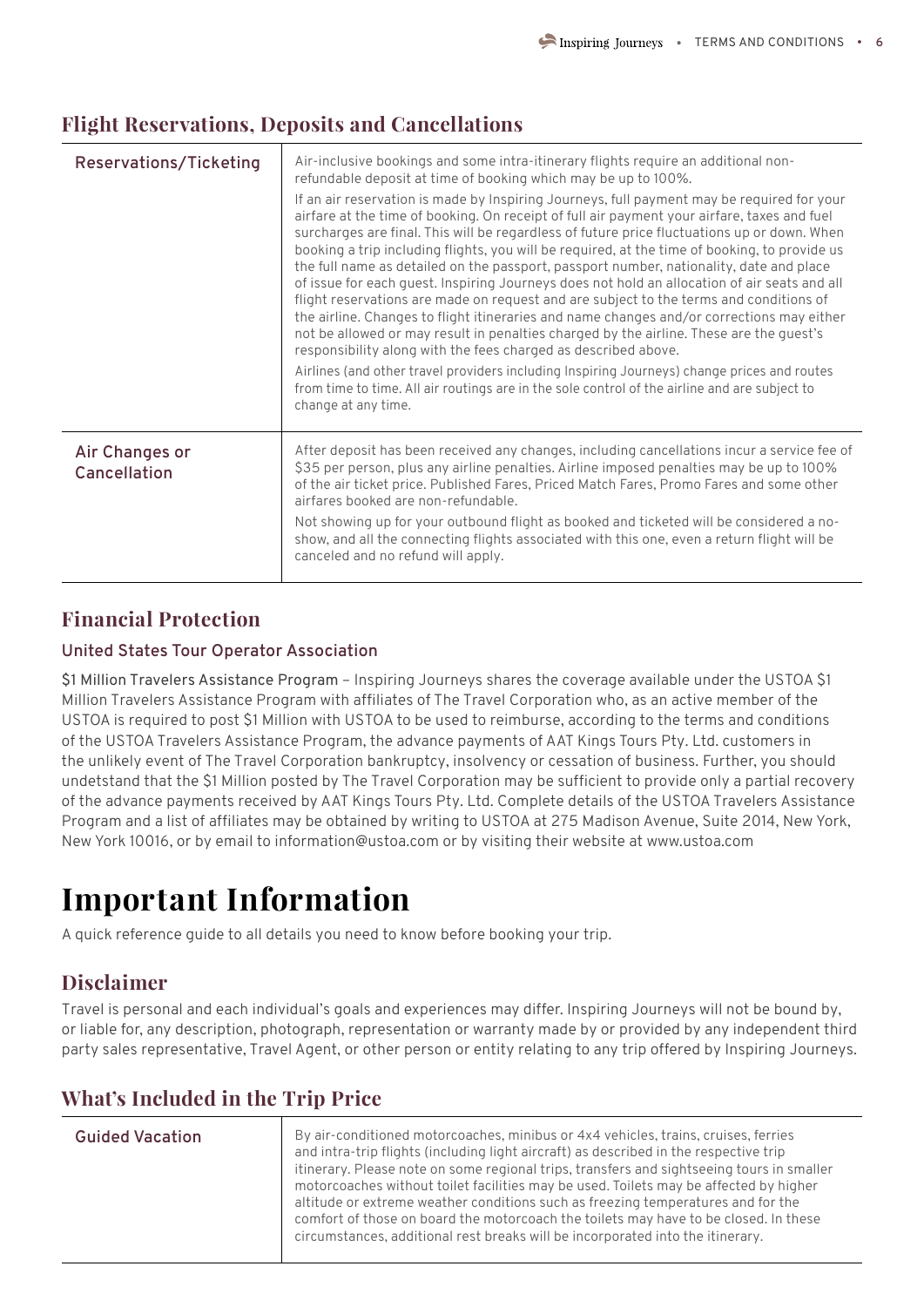## Flight Reservations, Deposits and Cancellations

| | |
|---|---|
| **Reservations/Ticketing** | Air-inclusive bookings and some intra-itinerary flights require an additional non-refundable deposit at time of booking which may be up to 100%.<br><br>If an air reservation is made by Inspiring Journeys, full payment may be required for your airfare at the time of booking. On receipt of full air payment your airfare, taxes and fuel surcharges are final. This will be regardless of future price fluctuations up or down. When booking a trip including flights, you will be required, at the time of booking, to provide us the full name as detailed on the passport, passport number, nationality, date and place of issue for each guest. Inspiring Journeys does not hold an allocation of air seats and all flight reservations are made on request and are subject to the terms and conditions of the airline. Changes to flight itineraries and name changes and/or corrections may either not be allowed or may result in penalties charged by the airline. These are the guest's responsibility along with the fees charged as described above.<br><br>Airlines (and other travel providers including Inspiring Journeys) change prices and routes from time to time. All air routings are in the sole control of the airline and are subject to change at any time. |
| **Air Changes or Cancellation** | After deposit has been received any changes, including cancellations incur a service fee of $35 per person, plus any airline penalties. Airline imposed penalties may be up to 100% of the air ticket price. Published Fares, Priced Match Fares, Promo Fares and some other airfares booked are non-refundable.<br><br>Not showing up for your outbound flight as booked and ticketed will be considered a no-show, and all the connecting flights associated with this one, even a return flight will be canceled and no refund will apply. |

## Financial Protection

### United States Tour Operator Association

$1 Million Travelers Assistance Program – Inspiring Journeys shares the coverage available under the USTOA $1 Million Travelers Assistance Program with affiliates of The Travel Corporation who, as an active member of the USTOA is required to post $1 Million with USTOA to be used to reimburse, according to the terms and conditions of the USTOA Travelers Assistance Program, the advance payments of AAT Kings Tours Pty. Ltd. customers in the unlikely event of The Travel Corporation bankruptcy, insolvency or cessation of business. Further, you should undetstand that the $1 Million posted by The Travel Corporation may be sufficient to provide only a partial recovery of the advance payments received by AAT Kings Tours Pty. Ltd. Complete details of the USTOA Travelers Assistance Program and a list of affiliates may be obtained by writing to USTOA at 275 Madison Avenue, Suite 2014, New York, New York 10016, or by email to information@ustoa.com or by visiting their website at www.ustoa.com

# Important Information

A quick reference guide to all details you need to know before booking your trip.

## Disclaimer

Travel is personal and each individual's goals and experiences may differ. Inspiring Journeys will not be bound by, or liable for, any description, photograph, representation or warranty made by or provided by any independent third party sales representative, Travel Agent, or other person or entity relating to any trip offered by Inspiring Journeys.

## What's Included in the Trip Price

| | |
|---|---|
| **Guided Vacation** | By air-conditioned motorcoaches, minibus or 4x4 vehicles, trains, cruises, ferries and intra-trip flights (including light aircraft) as described in the respective trip itinerary. Please note on some regional trips, transfers and sightseeing tours in smaller motorcoaches without toilet facilities may be used. Toilets may be affected by higher altitude or extreme weather conditions such as freezing temperatures and for the comfort of those on board the motorcoach the toilets may have to be closed. In these circumstances, additional rest breaks will be incorporated into the itinerary. |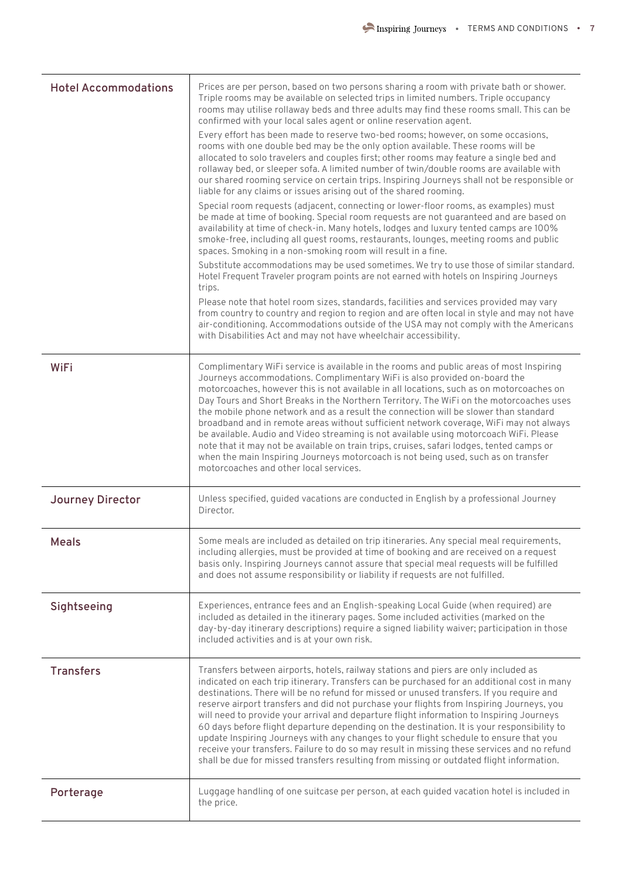| | |
|---|---|
| **Hotel Accommodations** | Prices are per person, based on two persons sharing a room with private bath or shower. Triple rooms may be available on selected trips in limited numbers. Triple occupancy rooms may utilise rollaway beds and three adults may find these rooms small. This can be confirmed with your local sales agent or online reservation agent.<br><br>Every effort has been made to reserve two-bed rooms; however, on some occasions, rooms with one double bed may be the only option available. These rooms will be allocated to solo travelers and couples first; other rooms may feature a single bed and rollaway bed, or sleeper sofa. A limited number of twin/double rooms are available with our shared rooming service on certain trips. Inspiring Journeys shall not be responsible or liable for any claims or issues arising out of the shared rooming.<br><br>Special room requests (adjacent, connecting or lower-floor rooms, as examples) must be made at time of booking. Special room requests are not guaranteed and are based on availability at time of check-in. Many hotels, lodges and luxury tented camps are 100% smoke-free, including all guest rooms, restaurants, lounges, meeting rooms and public spaces. Smoking in a non-smoking room will result in a fine.<br><br>Substitute accommodations may be used sometimes. We try to use those of similar standard. Hotel Frequent Traveler program points are not earned with hotels on Inspiring Journeys trips.<br><br>Please note that hotel room sizes, standards, facilities and services provided may vary from country to country and region to region and are often local in style and may not have air-conditioning. Accommodations outside of the USA may not comply with the Americans with Disabilities Act and may not have wheelchair accessibility. |
| **WiFi** | Complimentary WiFi service is available in the rooms and public areas of most Inspiring Journeys accommodations. Complimentary WiFi is also provided on-board the motorcoaches, however this is not available in all locations, such as on motorcoaches on Day Tours and Short Breaks in the Northern Territory. The WiFi on the motorcoaches uses the mobile phone network and as a result the connection will be slower than standard broadband and in remote areas without sufficient network coverage, WiFi may not always be available. Audio and Video streaming is not available using motorcoach WiFi. Please note that it may not be available on train trips, cruises, safari lodges, tented camps or when the main Inspiring Journeys motorcoach is not being used, such as on transfer motorcoaches and other local services. |
| **Journey Director** | Unless specified, guided vacations are conducted in English by a professional Journey Director. |
| **Meals** | Some meals are included as detailed on trip itineraries. Any special meal requirements, including allergies, must be provided at time of booking and are received on a request basis only. Inspiring Journeys cannot assure that special meal requests will be fulfilled and does not assume responsibility or liability if requests are not fulfilled. |
| **Sightseeing** | Experiences, entrance fees and an English-speaking Local Guide (when required) are included as detailed in the itinerary pages. Some included activities (marked on the day-by-day itinerary descriptions) require a signed liability waiver; participation in those included activities and is at your own risk. |
| **Transfers** | Transfers between airports, hotels, railway stations and piers are only included as indicated on each trip itinerary. Transfers can be purchased for an additional cost in many destinations. There will be no refund for missed or unused transfers. If you require and reserve airport transfers and did not purchase your flights from Inspiring Journeys, you will need to provide your arrival and departure flight information to Inspiring Journeys 60 days before flight departure depending on the destination. It is your responsibility to update Inspiring Journeys with any changes to your flight schedule to ensure that you receive your transfers. Failure to do so may result in missing these services and no refund shall be due for missed transfers resulting from missing or outdated flight information. |
| **Porterage** | Luggage handling of one suitcase per person, at each guided vacation hotel is included in the price. |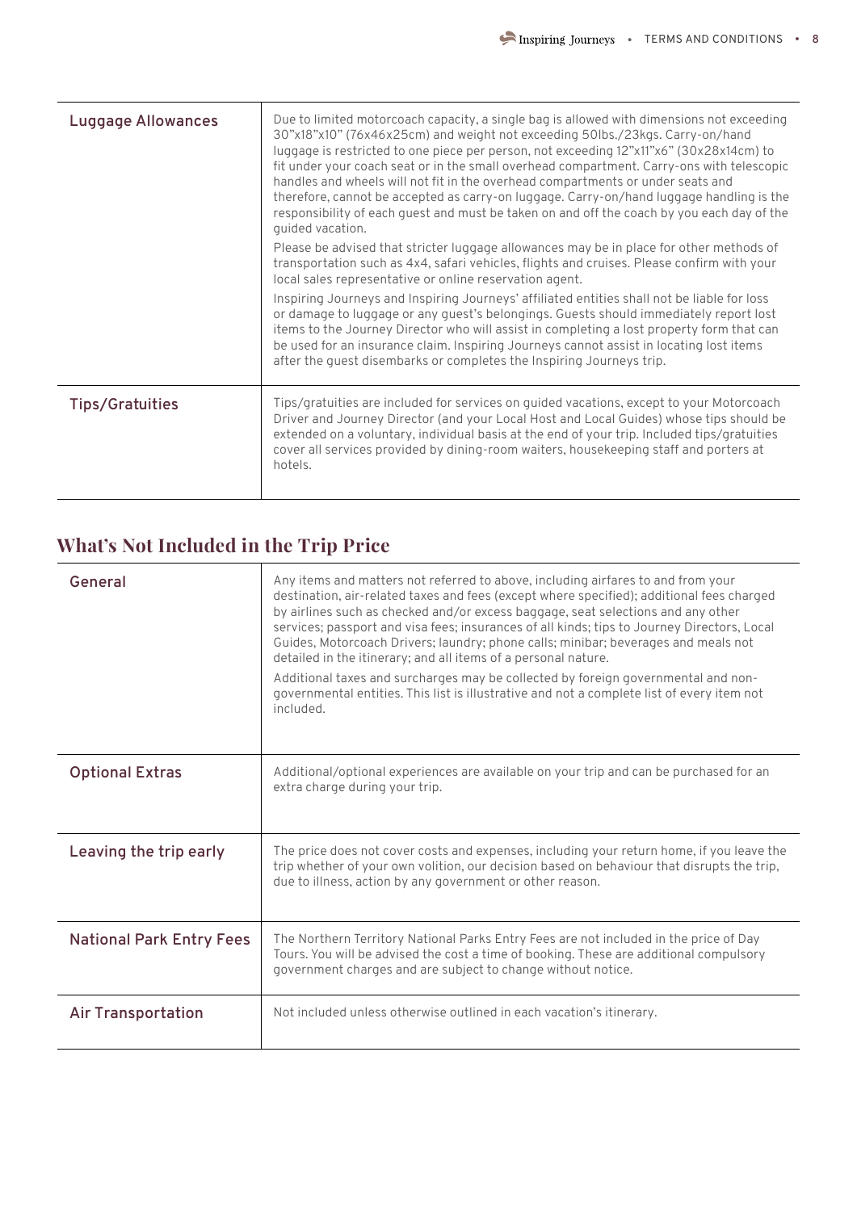| | |
|---|---|
| **Luggage Allowances** | Due to limited motorcoach capacity, a single bag is allowed with dimensions not exceeding 30"x18"x10" (76x46x25cm) and weight not exceeding 50lbs./23kgs. Carry-on/hand luggage is restricted to one piece per person, not exceeding 12"x11"x6" (30x28x14cm) to fit under your coach seat or in the small overhead compartment. Carry-ons with telescopic handles and wheels will not fit in the overhead compartments or under seats and therefore, cannot be accepted as carry-on luggage. Carry-on/hand luggage handling is the responsibility of each guest and must be taken on and off the coach by you each day of the guided vacation.<br><br>Please be advised that stricter luggage allowances may be in place for other methods of transportation such as 4x4, safari vehicles, flights and cruises. Please confirm with your local sales representative or online reservation agent.<br><br>Inspiring Journeys and Inspiring Journeys' affiliated entities shall not be liable for loss or damage to luggage or any guest's belongings. Guests should immediately report lost items to the Journey Director who will assist in completing a lost property form that can be used for an insurance claim. Inspiring Journeys cannot assist in locating lost items after the guest disembarks or completes the Inspiring Journeys trip. |
| **Tips/Gratuities** | Tips/gratuities are included for services on guided vacations, except to your Motorcoach Driver and Journey Director (and your Local Host and Local Guides) whose tips should be extended on a voluntary, individual basis at the end of your trip. Included tips/gratuities cover all services provided by dining-room waiters, housekeeping staff and porters at hotels. |

## What's Not Included in the Trip Price

| | |
|---|---|
| **General** | Any items and matters not referred to above, including airfares to and from your destination, air-related taxes and fees (except where specified); additional fees charged by airlines such as checked and/or excess baggage, seat selections and any other services; passport and visa fees; insurances of all kinds; tips to Journey Directors, Local Guides, Motorcoach Drivers; laundry; phone calls; minibar; beverages and meals not detailed in the itinerary; and all items of a personal nature.<br><br>Additional taxes and surcharges may be collected by foreign governmental and non-governmental entities. This list is illustrative and not a complete list of every item not included. |
| **Optional Extras** | Additional/optional experiences are available on your trip and can be purchased for an extra charge during your trip. |
| **Leaving the trip early** | The price does not cover costs and expenses, including your return home, if you leave the trip whether of your own volition, our decision based on behaviour that disrupts the trip, due to illness, action by any government or other reason. |
| **National Park Entry Fees** | The Northern Territory National Parks Entry Fees are not included in the price of Day Tours. You will be advised the cost a time of booking. These are additional compulsory government charges and are subject to change without notice. |
| **Air Transportation** | Not included unless otherwise outlined in each vacation's itinerary. |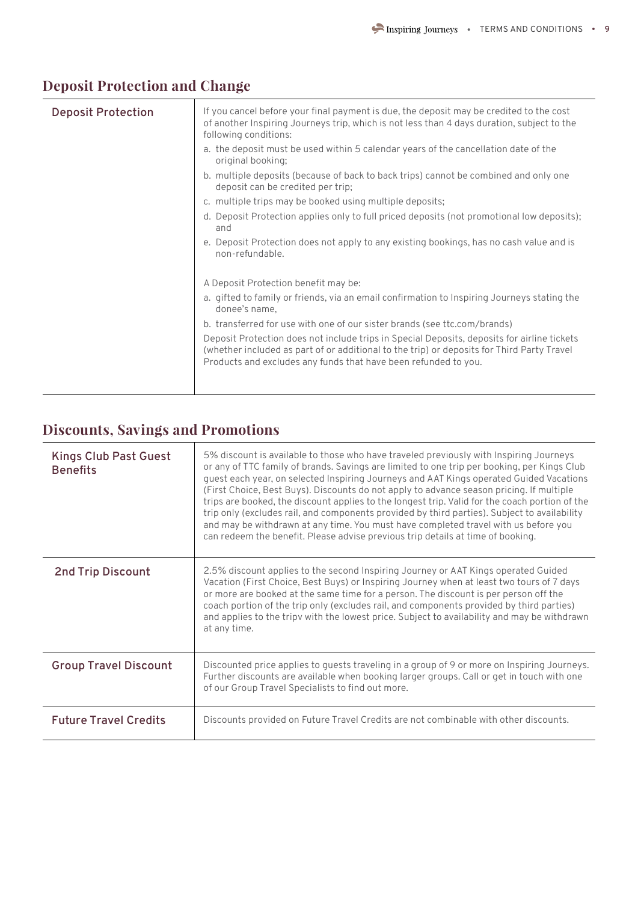## Deposit Protection and Change

| | |
|---|---|
| **Deposit Protection** | If you cancel before your final payment is due, the deposit may be credited to the cost of another Inspiring Journeys trip, which is not less than 4 days duration, subject to the following conditions:<br>a. the deposit must be used within 5 calendar years of the cancellation date of the original booking;<br>b. multiple deposits (because of back to back trips) cannot be combined and only one deposit can be credited per trip;<br>c. multiple trips may be booked using multiple deposits;<br>d. Deposit Protection applies only to full priced deposits (not promotional low deposits); and<br>e. Deposit Protection does not apply to any existing bookings, has no cash value and is non-refundable.<br><br>A Deposit Protection benefit may be:<br>a. gifted to family or friends, via an email confirmation to Inspiring Journeys stating the donee's name,<br>b. transferred for use with one of our sister brands (see ttc.com/brands)<br>Deposit Protection does not include trips in Special Deposits, deposits for airline tickets (whether included as part of or additional to the trip) or deposits for Third Party Travel Products and excludes any funds that have been refunded to you. |

## Discounts, Savings and Promotions

| | |
|---|---|
| **Kings Club Past Guest Benefits** | 5% discount is available to those who have traveled previously with Inspiring Journeys or any of TTC family of brands. Savings are limited to one trip per booking, per Kings Club guest each year, on selected Inspiring Journeys and AAT Kings operated Guided Vacations (First Choice, Best Buys). Discounts do not apply to advance season pricing. If multiple trips are booked, the discount applies to the longest trip. Valid for the coach portion of the trip only (excludes rail, and components provided by third parties). Subject to availability and may be withdrawn at any time. You must have completed travel with us before you can redeem the benefit. Please advise previous trip details at time of booking. |
| **2nd Trip Discount** | 2.5% discount applies to the second Inspiring Journey or AAT Kings operated Guided Vacation (First Choice, Best Buys) or Inspiring Journey when at least two tours of 7 days or more are booked at the same time for a person. The discount is per person off the coach portion of the trip only (excludes rail, and components provided by third parties) and applies to the tripv with the lowest price. Subject to availability and may be withdrawn at any time. |
| **Group Travel Discount** | Discounted price applies to guests traveling in a group of 9 or more on Inspiring Journeys. Further discounts are available when booking larger groups. Call or get in touch with one of our Group Travel Specialists to find out more. |
| **Future Travel Credits** | Discounts provided on Future Travel Credits are not combinable with other discounts. |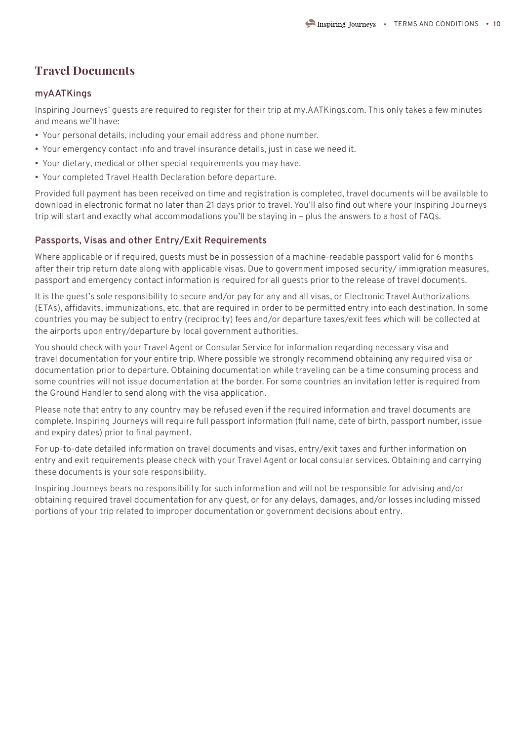# Travel Documents

## myAATKings

Inspiring Journeys' guests are required to register for their trip at my.AATKings.com. This only takes a few minutes and means we'll have:

- Your personal details, including your email address and phone number.
- Your emergency contact info and travel insurance details, just in case we need it.
- Your dietary, medical or other special requirements you may have.
- Your completed Travel Health Declaration before departure.

Provided full payment has been received on time and registration is completed, travel documents will be available to download in electronic format no later than 21 days prior to travel. You'll also find out where your Inspiring Journeys trip will start and exactly what accommodations you'll be staying in – plus the answers to a host of FAQs.

## Passports, Visas and other Entry/Exit Requirements

Where applicable or if required, guests must be in possession of a machine-readable passport valid for 6 months after their trip return date along with applicable visas. Due to government imposed security/ immigration measures, passport and emergency contact information is required for all guests prior to the release of travel documents.

It is the guest's sole responsibility to secure and/or pay for any and all visas, or Electronic Travel Authorizations (ETAs), affidavits, immunizations, etc. that are required in order to be permitted entry into each destination. In some countries you may be subject to entry (reciprocity) fees and/or departure taxes/exit fees which will be collected at the airports upon entry/departure by local government authorities.

You should check with your Travel Agent or Consular Service for information regarding necessary visa and travel documentation for your entire trip. Where possible we strongly recommend obtaining any required visa or documentation prior to departure. Obtaining documentation while traveling can be a time consuming process and some countries will not issue documentation at the border. For some countries an invitation letter is required from the Ground Handler to send along with the visa application.

Please note that entry to any country may be refused even if the required information and travel documents are complete. Inspiring Journeys will require full passport information (full name, date of birth, passport number, issue and expiry dates) prior to final payment.

For up-to-date detailed information on travel documents and visas, entry/exit taxes and further information on entry and exit requirements please check with your Travel Agent or local consular services. Obtaining and carrying these documents is your sole responsibility.

Inspiring Journeys bears no responsibility for such information and will not be responsible for advising and/or obtaining required travel documentation for any guest, or for any delays, damages, and/or losses including missed portions of your trip related to improper documentation or government decisions about entry.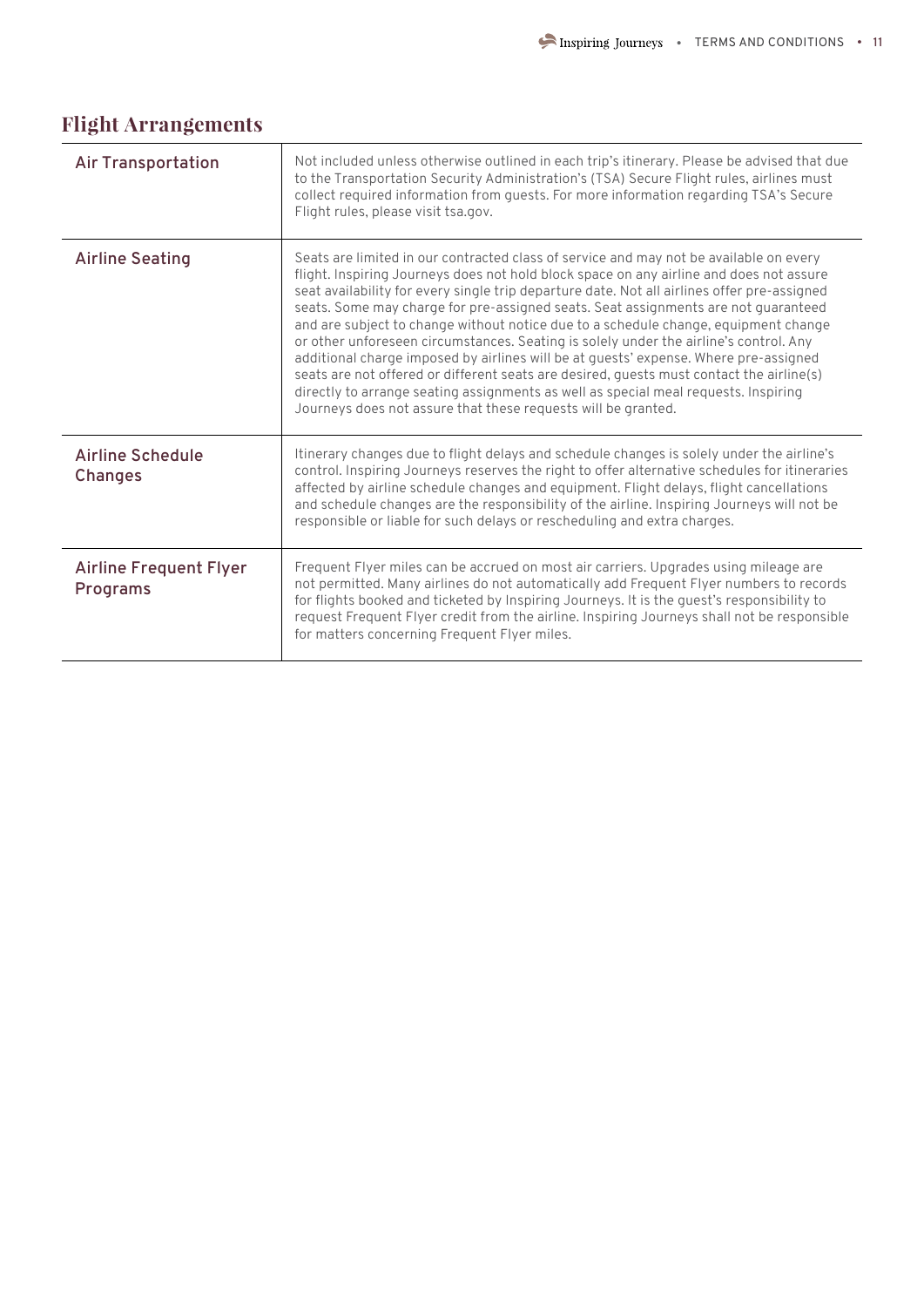## Flight Arrangements

| | |
|---|---|
| **Air Transportation** | Not included unless otherwise outlined in each trip's itinerary. Please be advised that due to the Transportation Security Administration's (TSA) Secure Flight rules, airlines must collect required information from guests. For more information regarding TSA's Secure Flight rules, please visit tsa.gov. |
| **Airline Seating** | Seats are limited in our contracted class of service and may not be available on every flight. Inspiring Journeys does not hold block space on any airline and does not assure seat availability for every single trip departure date. Not all airlines offer pre-assigned seats. Some may charge for pre-assigned seats. Seat assignments are not guaranteed and are subject to change without notice due to a schedule change, equipment change or other unforeseen circumstances. Seating is solely under the airline's control. Any additional charge imposed by airlines will be at guests' expense. Where pre-assigned seats are not offered or different seats are desired, guests must contact the airline(s) directly to arrange seating assignments as well as special meal requests. Inspiring Journeys does not assure that these requests will be granted. |
| **Airline Schedule Changes** | Itinerary changes due to flight delays and schedule changes is solely under the airline's control. Inspiring Journeys reserves the right to offer alternative schedules for itineraries affected by airline schedule changes and equipment. Flight delays, flight cancellations and schedule changes are the responsibility of the airline. Inspiring Journeys will not be responsible or liable for such delays or rescheduling and extra charges. |
| **Airline Frequent Flyer Programs** | Frequent Flyer miles can be accrued on most air carriers. Upgrades using mileage are not permitted. Many airlines do not automatically add Frequent Flyer numbers to records for flights booked and ticketed by Inspiring Journeys. It is the guest's responsibility to request Frequent Flyer credit from the airline. Inspiring Journeys shall not be responsible for matters concerning Frequent Flyer miles. |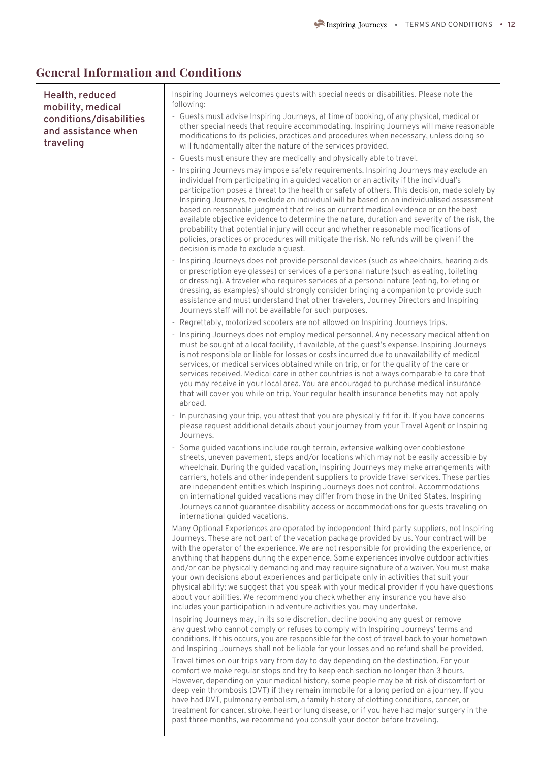## General Information and Conditions

### Health, reduced mobility, medical conditions/disabilities and assistance when traveling

Inspiring Journeys welcomes guests with special needs or disabilities. Please note the following:

- Guests must advise Inspiring Journeys, at time of booking, of any physical, medical or other special needs that require accommodating. Inspiring Journeys will make reasonable modifications to its policies, practices and procedures when necessary, unless doing so will fundamentally alter the nature of the services provided.
- Guests must ensure they are medically and physically able to travel.
- Inspiring Journeys may impose safety requirements. Inspiring Journeys may exclude an individual from participating in a guided vacation or an activity if the individual's participation poses a threat to the health or safety of others. This decision, made solely by Inspiring Journeys, to exclude an individual will be based on an individualised assessment based on reasonable judgment that relies on current medical evidence or on the best available objective evidence to determine the nature, duration and severity of the risk, the probability that potential injury will occur and whether reasonable modifications of policies, practices or procedures will mitigate the risk. No refunds will be given if the decision is made to exclude a guest.
- Inspiring Journeys does not provide personal devices (such as wheelchairs, hearing aids or prescription eye glasses) or services of a personal nature (such as eating, toileting or dressing). A traveler who requires services of a personal nature (eating, toileting or dressing, as examples) should strongly consider bringing a companion to provide such assistance and must understand that other travelers, Journey Directors and Inspiring Journeys staff will not be available for such purposes.
- Regrettably, motorized scooters are not allowed on Inspiring Journeys trips.
- Inspiring Journeys does not employ medical personnel. Any necessary medical attention must be sought at a local facility, if available, at the guest's expense. Inspiring Journeys is not responsible or liable for losses or costs incurred due to unavailability of medical services, or medical services obtained while on trip, or for the quality of the care or services received. Medical care in other countries is not always comparable to care that you may receive in your local area. You are encouraged to purchase medical insurance that will cover you while on trip. Your regular health insurance benefits may not apply abroad.
- In purchasing your trip, you attest that you are physically fit for it. If you have concerns please request additional details about your journey from your Travel Agent or Inspiring Journeys.
- Some guided vacations include rough terrain, extensive walking over cobblestone streets, uneven pavement, steps and/or locations which may not be easily accessible by wheelchair. During the guided vacation, Inspiring Journeys may make arrangements with carriers, hotels and other independent suppliers to provide travel services. These parties are independent entities which Inspiring Journeys does not control. Accommodations on international guided vacations may differ from those in the United States. Inspiring Journeys cannot guarantee disability access or accommodations for guests traveling on international guided vacations.

Many Optional Experiences are operated by independent third party suppliers, not Inspiring Journeys. These are not part of the vacation package provided by us. Your contract will be with the operator of the experience. We are not responsible for providing the experience, or anything that happens during the experience. Some experiences involve outdoor activities and/or can be physically demanding and may require signature of a waiver. You must make your own decisions about experiences and participate only in activities that suit your physical ability: we suggest that you speak with your medical provider if you have questions about your abilities. We recommend you check whether any insurance you have also includes your participation in adventure activities you may undertake.

Inspiring Journeys may, in its sole discretion, decline booking any guest or remove any guest who cannot comply or refuses to comply with Inspiring Journeys' terms and conditions. If this occurs, you are responsible for the cost of travel back to your hometown and Inspiring Journeys shall not be liable for your losses and no refund shall be provided.

Travel times on our trips vary from day to day depending on the destination. For your comfort we make regular stops and try to keep each section no longer than 3 hours. However, depending on your medical history, some people may be at risk of discomfort or deep vein thrombosis (DVT) if they remain immobile for a long period on a journey. If you have had DVT, pulmonary embolism, a family history of clotting conditions, cancer, or treatment for cancer, stroke, heart or lung disease, or if you have had major surgery in the past three months, we recommend you consult your doctor before traveling.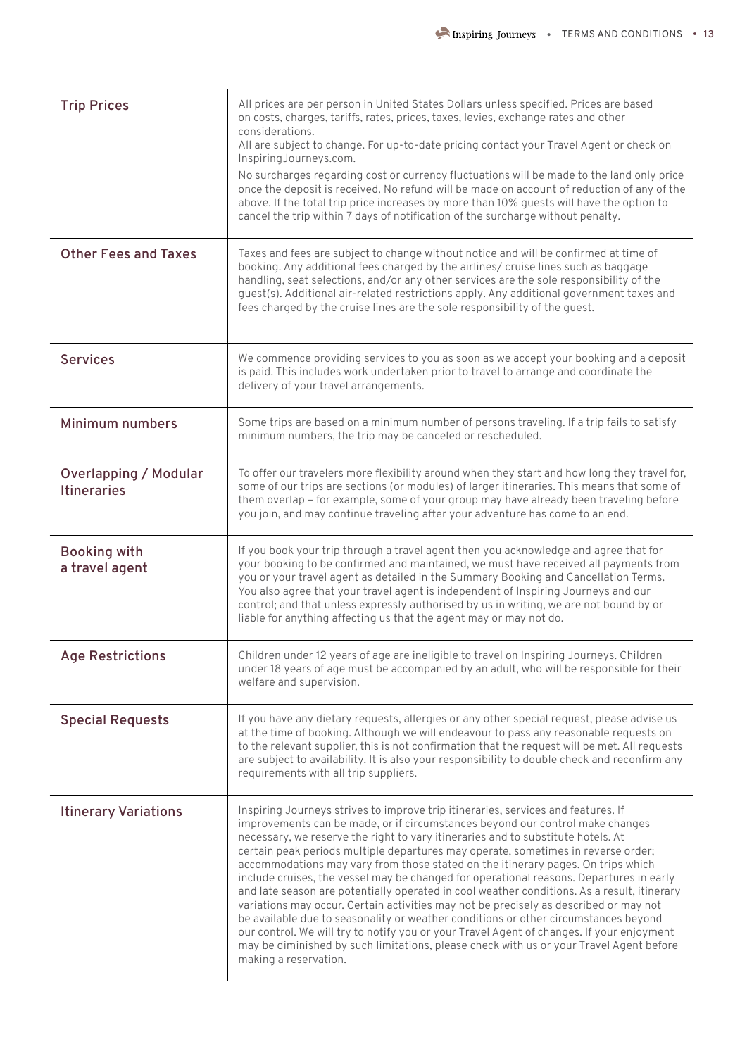| Trip Prices | All prices are per person in United States Dollars unless specified. Prices are based on costs, charges, tariffs, rates, prices, taxes, levies, exchange rates and other considerations. All are subject to change. For up-to-date pricing contact your Travel Agent or check on InspiringJourneys.com. No surcharges regarding cost or currency fluctuations will be made to the land only price once the deposit is received. No refund will be made on account of reduction of any of the above. If the total trip price increases by more than 10% guests will have the option to cancel the trip within 7 days of notification of the surcharge without penalty. |
|---|---|
| Other Fees and Taxes | Taxes and fees are subject to change without notice and will be confirmed at time of booking. Any additional fees charged by the airlines/ cruise lines such as baggage handling, seat selections, and/or any other services are the sole responsibility of the guest(s). Additional air-related restrictions apply. Any additional government taxes and fees charged by the cruise lines are the sole responsibility of the guest. |
| Services | We commence providing services to you as soon as we accept your booking and a deposit is paid. This includes work undertaken prior to travel to arrange and coordinate the delivery of your travel arrangements. |
| Minimum numbers | Some trips are based on a minimum number of persons traveling. If a trip fails to satisfy minimum numbers, the trip may be canceled or rescheduled. |
| Overlapping / Modular Itineraries | To offer our travelers more flexibility around when they start and how long they travel for, some of our trips are sections (or modules) of larger itineraries. This means that some of them overlap – for example, some of your group may have already been traveling before you join, and may continue traveling after your adventure has come to an end. |
| Booking with a travel agent | If you book your trip through a travel agent then you acknowledge and agree that for your booking to be confirmed and maintained, we must have received all payments from you or your travel agent as detailed in the Summary Booking and Cancellation Terms. You also agree that your travel agent is independent of Inspiring Journeys and our control; and that unless expressly authorised by us in writing, we are not bound by or liable for anything affecting us that the agent may or may not do. |
| Age Restrictions | Children under 12 years of age are ineligible to travel on Inspiring Journeys. Children under 18 years of age must be accompanied by an adult, who will be responsible for their welfare and supervision. |
| Special Requests | If you have any dietary requests, allergies or any other special request, please advise us at the time of booking. Although we will endeavour to pass any reasonable requests on to the relevant supplier, this is not confirmation that the request will be met. All requests are subject to availability. It is also your responsibility to double check and reconfirm any requirements with all trip suppliers. |
| Itinerary Variations | Inspiring Journeys strives to improve trip itineraries, services and features. If improvements can be made, or if circumstances beyond our control make changes necessary, we reserve the right to vary itineraries and to substitute hotels. At certain peak periods multiple departures may operate, sometimes in reverse order; accommodations may vary from those stated on the itinerary pages. On trips which include cruises, the vessel may be changed for operational reasons. Departures in early and late season are potentially operated in cool weather conditions. As a result, itinerary variations may occur. Certain activities may not be precisely as described or may not be available due to seasonality or weather conditions or other circumstances beyond our control. We will try to notify you or your Travel Agent of changes. If your enjoyment may be diminished by such limitations, please check with us or your Travel Agent before making a reservation. |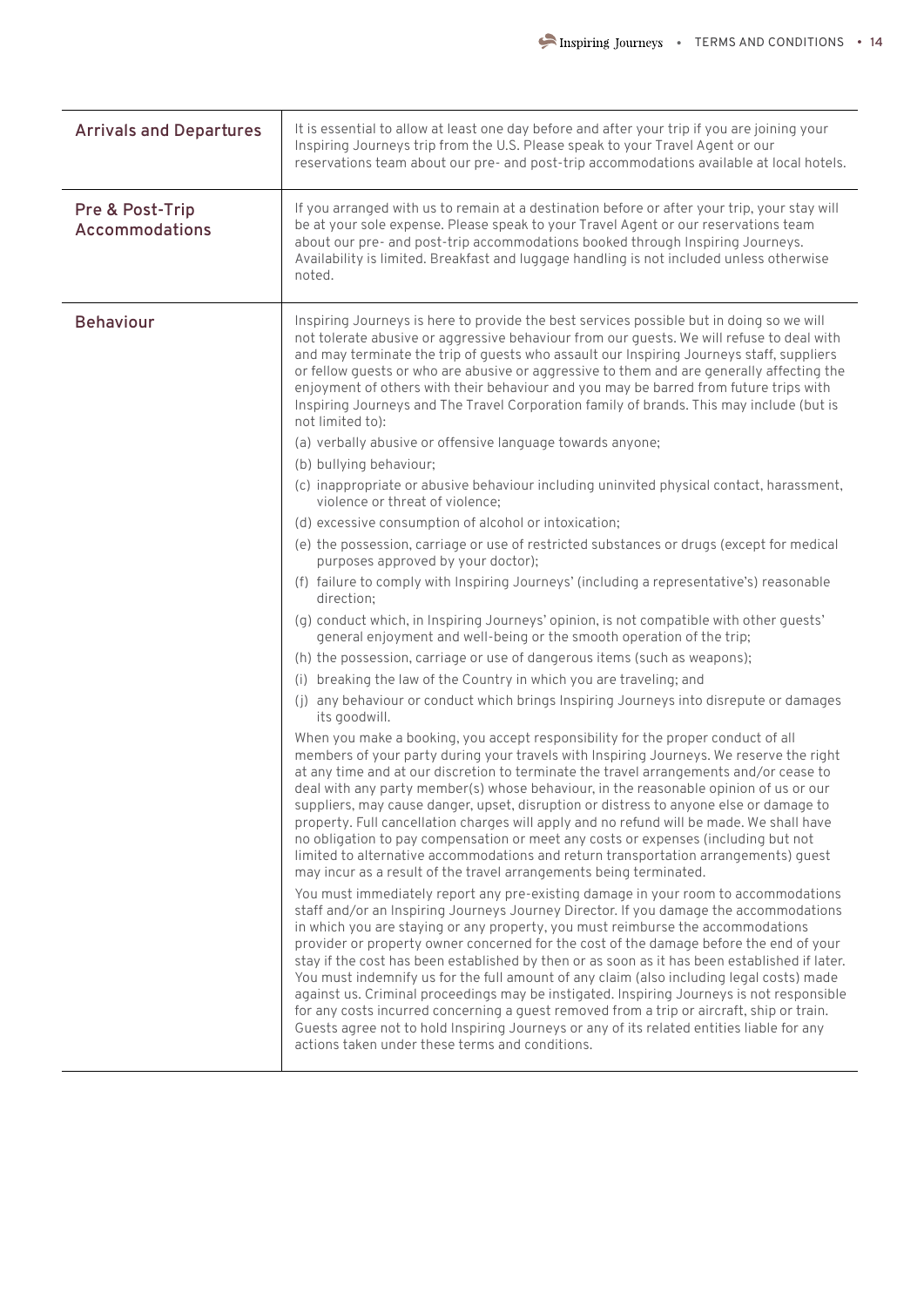## Arrivals and Departures

It is essential to allow at least one day before and after your trip if you are joining your Inspiring Journeys trip from the U.S. Please speak to your Travel Agent or our reservations team about our pre- and post-trip accommodations available at local hotels.

## Pre & Post-Trip Accommodations

If you arranged with us to remain at a destination before or after your trip, your stay will be at your sole expense. Please speak to your Travel Agent or our reservations team about our pre- and post-trip accommodations booked through Inspiring Journeys. Availability is limited. Breakfast and luggage handling is not included unless otherwise noted.

## Behaviour

Inspiring Journeys is here to provide the best services possible but in doing so we will not tolerate abusive or aggressive behaviour from our guests. We will refuse to deal with and may terminate the trip of guests who assault our Inspiring Journeys staff, suppliers or fellow guests or who are abusive or aggressive to them and are generally affecting the enjoyment of others with their behaviour and you may be barred from future trips with Inspiring Journeys and The Travel Corporation family of brands. This may include (but is not limited to):

(a) verbally abusive or offensive language towards anyone;

(b) bullying behaviour;

(c) inappropriate or abusive behaviour including uninvited physical contact, harassment, violence or threat of violence;

(d) excessive consumption of alcohol or intoxication;

(e) the possession, carriage or use of restricted substances or drugs (except for medical purposes approved by your doctor);

(f) failure to comply with Inspiring Journeys' (including a representative's) reasonable direction;

(g) conduct which, in Inspiring Journeys' opinion, is not compatible with other guests' general enjoyment and well-being or the smooth operation of the trip;

(h) the possession, carriage or use of dangerous items (such as weapons);

(i) breaking the law of the Country in which you are traveling; and

(j) any behaviour or conduct which brings Inspiring Journeys into disrepute or damages its goodwill.

When you make a booking, you accept responsibility for the proper conduct of all members of your party during your travels with Inspiring Journeys. We reserve the right at any time and at our discretion to terminate the travel arrangements and/or cease to deal with any party member(s) whose behaviour, in the reasonable opinion of us or our suppliers, may cause danger, upset, disruption or distress to anyone else or damage to property. Full cancellation charges will apply and no refund will be made. We shall have no obligation to pay compensation or meet any costs or expenses (including but not limited to alternative accommodations and return transportation arrangements) guest may incur as a result of the travel arrangements being terminated.

You must immediately report any pre-existing damage in your room to accommodations staff and/or an Inspiring Journeys Journey Director. If you damage the accommodations in which you are staying or any property, you must reimburse the accommodations provider or property owner concerned for the cost of the damage before the end of your stay if the cost has been established by then or as soon as it has been established if later. You must indemnify us for the full amount of any claim (also including legal costs) made against us. Criminal proceedings may be instigated. Inspiring Journeys is not responsible for any costs incurred concerning a guest removed from a trip or aircraft, ship or train. Guests agree not to hold Inspiring Journeys or any of its related entities liable for any actions taken under these terms and conditions.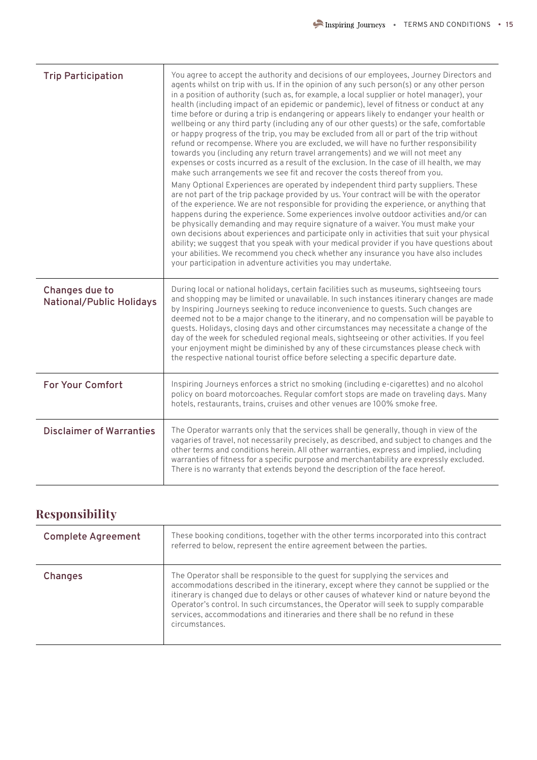| Trip Participation | You agree to accept the authority and decisions of our employees, Journey Directors and agents whilst on trip with us. If in the opinion of any such person(s) or any other person in a position of authority (such as, for example, a local supplier or hotel manager), your health (including impact of an epidemic or pandemic), level of fitness or conduct at any time before or during a trip is endangering or appears likely to endanger your health or wellbeing or any third party (including any of our other guests) or the safe, comfortable or happy progress of the trip, you may be excluded from all or part of the trip without refund or recompense. Where you are excluded, we will have no further responsibility towards you (including any return travel arrangements) and we will not meet any expenses or costs incurred as a result of the exclusion. In the case of ill health, we may make such arrangements we see fit and recover the costs thereof from you.<br><br>Many Optional Experiences are operated by independent third party suppliers. These are not part of the trip package provided by us. Your contract will be with the operator of the experience. We are not responsible for providing the experience, or anything that happens during the experience. Some experiences involve outdoor activities and/or can be physically demanding and may require signature of a waiver. You must make your own decisions about experiences and participate only in activities that suit your physical ability; we suggest that you speak with your medical provider if you have questions about your abilities. We recommend you check whether any insurance you have also includes your participation in adventure activities you may undertake. |
|---|---|
| Changes due to National/Public Holidays | During local or national holidays, certain facilities such as museums, sightseeing tours and shopping may be limited or unavailable. In such instances itinerary changes are made by Inspiring Journeys seeking to reduce inconvenience to guests. Such changes are deemed not to be a major change to the itinerary, and no compensation will be payable to guests. Holidays, closing days and other circumstances may necessitate a change of the day of the week for scheduled regional meals, sightseeing or other activities. If you feel your enjoyment might be diminished by any of these circumstances please check with the respective national tourist office before selecting a specific departure date. |
| For Your Comfort | Inspiring Journeys enforces a strict no smoking (including e-cigarettes) and no alcohol policy on board motorcoaches. Regular comfort stops are made on traveling days. Many hotels, restaurants, trains, cruises and other venues are 100% smoke free. |
| Disclaimer of Warranties | The Operator warrants only that the services shall be generally, though in view of the vagaries of travel, not necessarily precisely, as described, and subject to changes and the other terms and conditions herein. All other warranties, express and implied, including warranties of fitness for a specific purpose and merchantability are expressly excluded. There is no warranty that extends beyond the description of the face hereof. |

## Responsibility

| Complete Agreement | These booking conditions, together with the other terms incorporated into this contract referred to below, represent the entire agreement between the parties. |
|---|---|
| Changes | The Operator shall be responsible to the guest for supplying the services and accommodations described in the itinerary, except where they cannot be supplied or the itinerary is changed due to delays or other causes of whatever kind or nature beyond the Operator's control. In such circumstances, the Operator will seek to supply comparable services, accommodations and itineraries and there shall be no refund in these circumstances. |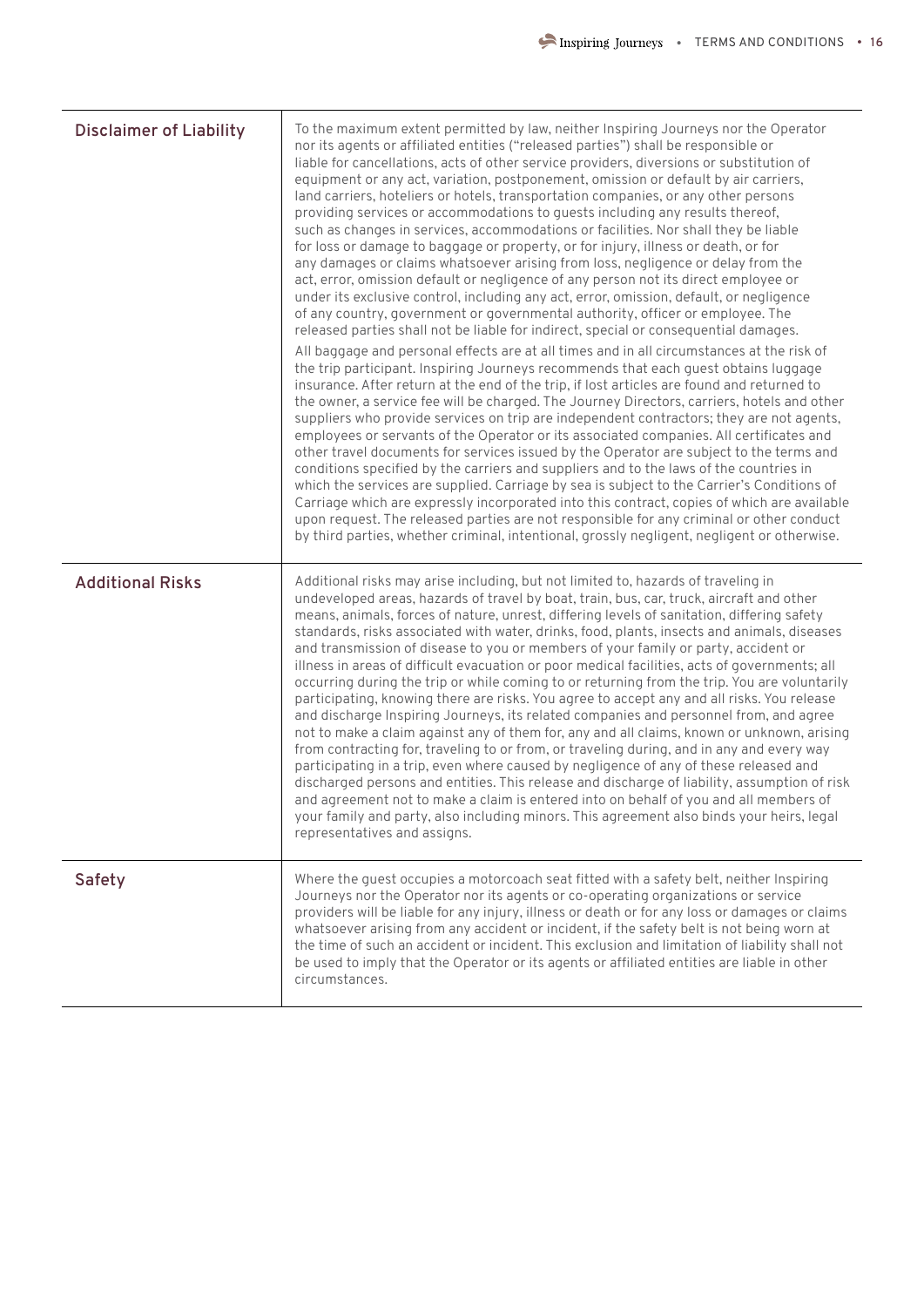| | |
|---|---|
| **Disclaimer of Liability** | To the maximum extent permitted by law, neither Inspiring Journeys nor the Operator nor its agents or affiliated entities ("released parties") shall be responsible or liable for cancellations, acts of other service providers, diversions or substitution of equipment or any act, variation, postponement, omission or default by air carriers, land carriers, hoteliers or hotels, transportation companies, or any other persons providing services or accommodations to guests including any results thereof, such as changes in services, accommodations or facilities. Nor shall they be liable for loss or damage to baggage or property, or for injury, illness or death, or for any damages or claims whatsoever arising from loss, negligence or delay from the act, error, omission default or negligence of any person not its direct employee or under its exclusive control, including any act, error, omission, default, or negligence of any country, government or governmental authority, officer or employee. The released parties shall not be liable for indirect, special or consequential damages.<br><br>All baggage and personal effects are at all times and in all circumstances at the risk of the trip participant. Inspiring Journeys recommends that each guest obtains luggage insurance. After return at the end of the trip, if lost articles are found and returned to the owner, a service fee will be charged. The Journey Directors, carriers, hotels and other suppliers who provide services on trip are independent contractors; they are not agents, employees or servants of the Operator or its associated companies. All certificates and other travel documents for services issued by the Operator are subject to the terms and conditions specified by the carriers and suppliers and to the laws of the countries in which the services are supplied. Carriage by sea is subject to the Carrier's Conditions of Carriage which are expressly incorporated into this contract, copies of which are available upon request. The released parties are not responsible for any criminal or other conduct by third parties, whether criminal, intentional, grossly negligent, negligent or otherwise. |
| **Additional Risks** | Additional risks may arise including, but not limited to, hazards of traveling in undeveloped areas, hazards of travel by boat, train, bus, car, truck, aircraft and other means, animals, forces of nature, unrest, differing levels of sanitation, differing safety standards, risks associated with water, drinks, food, plants, insects and animals, diseases and transmission of disease to you or members of your family or party, accident or illness in areas of difficult evacuation or poor medical facilities, acts of governments; all occurring during the trip or while coming to or returning from the trip. You are voluntarily participating, knowing there are risks. You agree to accept any and all risks. You release and discharge Inspiring Journeys, its related companies and personnel from, and agree not to make a claim against any of them for, any and all claims, known or unknown, arising from contracting for, traveling to or from, or traveling during, and in any and every way participating in a trip, even where caused by negligence of any of these released and discharged persons and entities. This release and discharge of liability, assumption of risk and agreement not to make a claim is entered into on behalf of you and all members of your family and party, also including minors. This agreement also binds your heirs, legal representatives and assigns. |
| **Safety** | Where the guest occupies a motorcoach seat fitted with a safety belt, neither Inspiring Journeys nor the Operator nor its agents or co-operating organizations or service providers will be liable for any injury, illness or death or for any loss or damages or claims whatsoever arising from any accident or incident, if the safety belt is not being worn at the time of such an accident or incident. This exclusion and limitation of liability shall not be used to imply that the Operator or its agents or affiliated entities are liable in other circumstances. |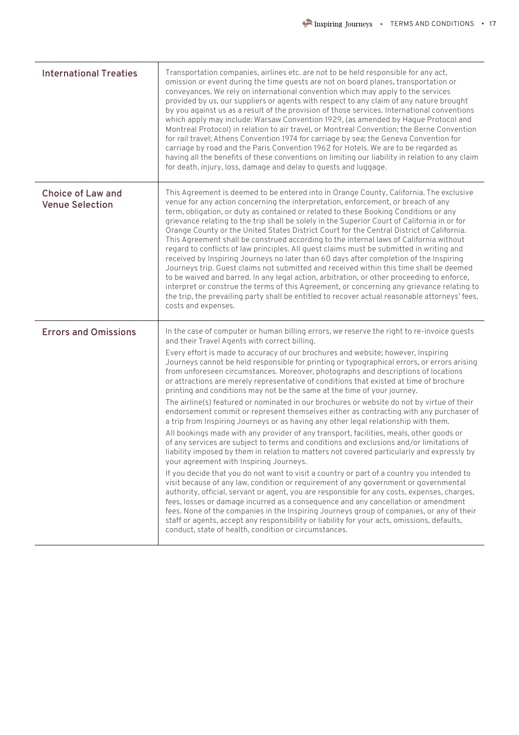| | |
|---|---|
| **International Treaties** | Transportation companies, airlines etc. are not to be held responsible for any act, omission or event during the time guests are not on board planes, transportation or conveyances. We rely on international convention which may apply to the services provided by us, our suppliers or agents with respect to any claim of any nature brought by you against us as a result of the provision of those services. International conventions which apply may include: Warsaw Convention 1929, (as amended by Hague Protocol and Montreal Protocol) in relation to air travel, or Montreal Convention; the Berne Convention for rail travel; Athens Convention 1974 for carriage by sea; the Geneva Convention for carriage by road and the Paris Convention 1962 for Hotels. We are to be regarded as having all the benefits of these conventions on limiting our liability in relation to any claim for death, injury, loss, damage and delay to guests and luggage. |
| **Choice of Law and Venue Selection** | This Agreement is deemed to be entered into in Orange County, California. The exclusive venue for any action concerning the interpretation, enforcement, or breach of any term, obligation, or duty as contained or related to these Booking Conditions or any grievance relating to the trip shall be solely in the Superior Court of California in or for Orange County or the United States District Court for the Central District of California. This Agreement shall be construed according to the internal laws of California without regard to conflicts of law principles. All guest claims must be submitted in writing and received by Inspiring Journeys no later than 60 days after completion of the Inspiring Journeys trip. Guest claims not submitted and received within this time shall be deemed to be waived and barred. In any legal action, arbitration, or other proceeding to enforce, interpret or construe the terms of this Agreement, or concerning any grievance relating to the trip, the prevailing party shall be entitled to recover actual reasonable attorneys' fees, costs and expenses. |
| **Errors and Omissions** | In the case of computer or human billing errors, we reserve the right to re-invoice guests and their Travel Agents with correct billing.<br><br>Every effort is made to accuracy of our brochures and website; however, Inspiring Journeys cannot be held responsible for printing or typographical errors, or errors arising from unforeseen circumstances. Moreover, photographs and descriptions of locations or attractions are merely representative of conditions that existed at time of brochure printing and conditions may not be the same at the time of your journey.<br><br>The airline(s) featured or nominated in our brochures or website do not by virtue of their endorsement commit or represent themselves either as contracting with any purchaser of a trip from Inspiring Journeys or as having any other legal relationship with them.<br><br>All bookings made with any provider of any transport, facilities, meals, other goods or of any services are subject to terms and conditions and exclusions and/or limitations of liability imposed by them in relation to matters not covered particularly and expressly by your agreement with Inspiring Journeys.<br><br>If you decide that you do not want to visit a country or part of a country you intended to visit because of any law, condition or requirement of any government or governmental authority, official, servant or agent, you are responsible for any costs, expenses, charges, fees, losses or damage incurred as a consequence and any cancellation or amendment fees. None of the companies in the Inspiring Journeys group of companies, or any of their staff or agents, accept any responsibility or liability for your acts, omissions, defaults, conduct, state of health, condition or circumstances. |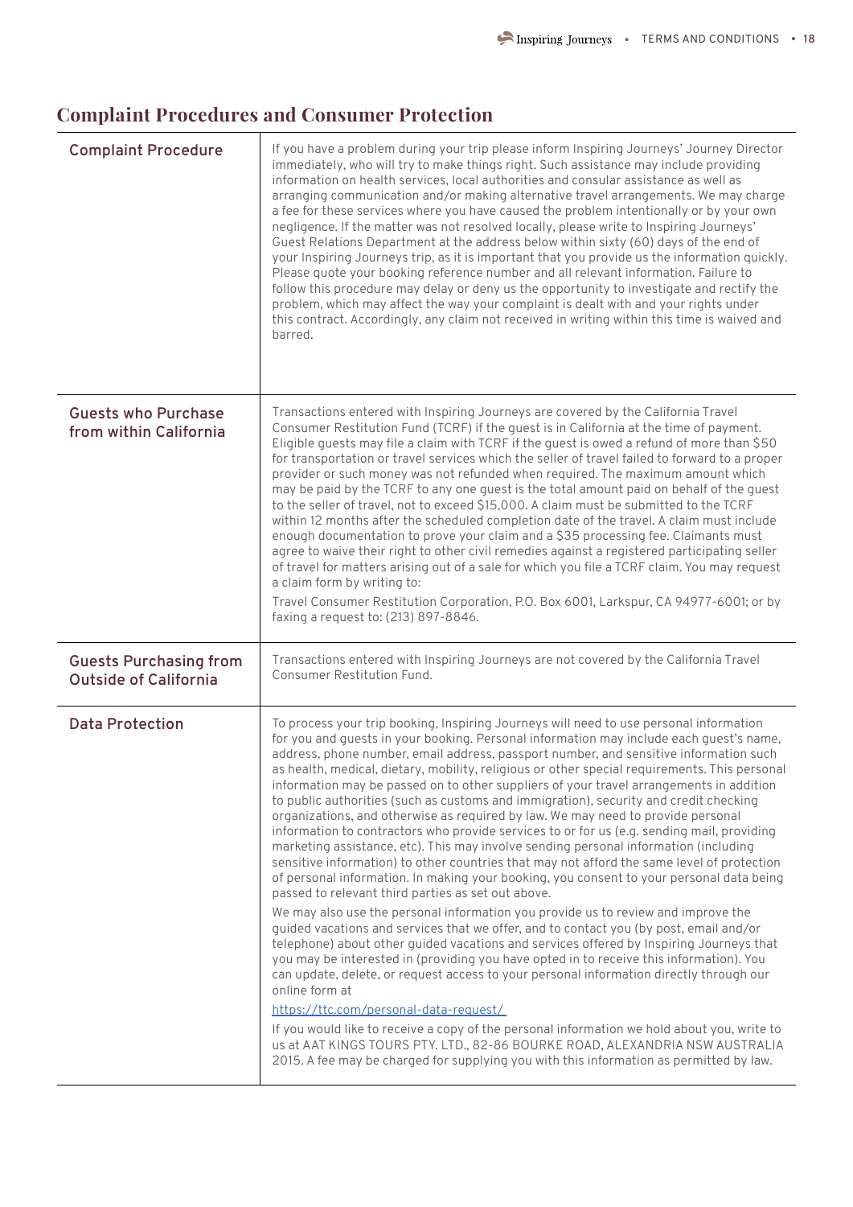## Complaint Procedures and Consumer Protection

| | |
|---|---|
| **Complaint Procedure** | If you have a problem during your trip please inform Inspiring Journeys' Journey Director immediately, who will try to make things right. Such assistance may include providing information on health services, local authorities and consular assistance as well as arranging communication and/or making alternative travel arrangements. We may charge a fee for these services where you have caused the problem intentionally or by your own negligence. If the matter was not resolved locally, please write to Inspiring Journeys' Guest Relations Department at the address below within sixty (60) days of the end of your Inspiring Journeys trip, as it is important that you provide us the information quickly. Please quote your booking reference number and all relevant information. Failure to follow this procedure may delay or deny us the opportunity to investigate and rectify the problem, which may affect the way your complaint is dealt with and your rights under this contract. Accordingly, any claim not received in writing within this time is waived and barred. |
| **Guests who Purchase from within California** | Transactions entered with Inspiring Journeys are covered by the California Travel Consumer Restitution Fund (TCRF) if the guest is in California at the time of payment. Eligible guests may file a claim with TCRF if the guest is owed a refund of more than $50 for transportation or travel services which the seller of travel failed to forward to a proper provider or such money was not refunded when required. The maximum amount which may be paid by the TCRF to any one guest is the total amount paid on behalf of the guest to the seller of travel, not to exceed $15,000. A claim must be submitted to the TCRF within 12 months after the scheduled completion date of the travel. A claim must include enough documentation to prove your claim and a $35 processing fee. Claimants must agree to waive their right to other civil remedies against a registered participating seller of travel for matters arising out of a sale for which you file a TCRF claim. You may request a claim form by writing to:<br><br>Travel Consumer Restitution Corporation, P.O. Box 6001, Larkspur, CA 94977-6001; or by faxing a request to: (213) 897-8846. |
| **Guests Purchasing from Outside of California** | Transactions entered with Inspiring Journeys are not covered by the California Travel Consumer Restitution Fund. |
| **Data Protection** | To process your trip booking, Inspiring Journeys will need to use personal information for you and guests in your booking. Personal information may include each guest's name, address, phone number, email address, passport number, and sensitive information such as health, medical, dietary, mobility, religious or other special requirements. This personal information may be passed on to other suppliers of your travel arrangements in addition to public authorities (such as customs and immigration), security and credit checking organizations, and otherwise as required by law. We may need to provide personal information to contractors who provide services to or for us (e.g. sending mail, providing marketing assistance, etc). This may involve sending personal information (including sensitive information) to other countries that may not afford the same level of protection of personal information. In making your booking, you consent to your personal data being passed to relevant third parties as set out above.<br><br>We may also use the personal information you provide us to review and improve the guided vacations and services that we offer, and to contact you (by post, email and/or telephone) about other guided vacations and services offered by Inspiring Journeys that you may be interested in (providing you have opted in to receive this information). You can update, delete, or request access to your personal information directly through our online form at<br><br>https://ttc.com/personal-data-request/<br><br>If you would like to receive a copy of the personal information we hold about you, write to us at AAT KINGS TOURS PTY. LTD., 82-86 BOURKE ROAD, ALEXANDRIA NSW AUSTRALIA 2015. A fee may be charged for supplying you with this information as permitted by law. |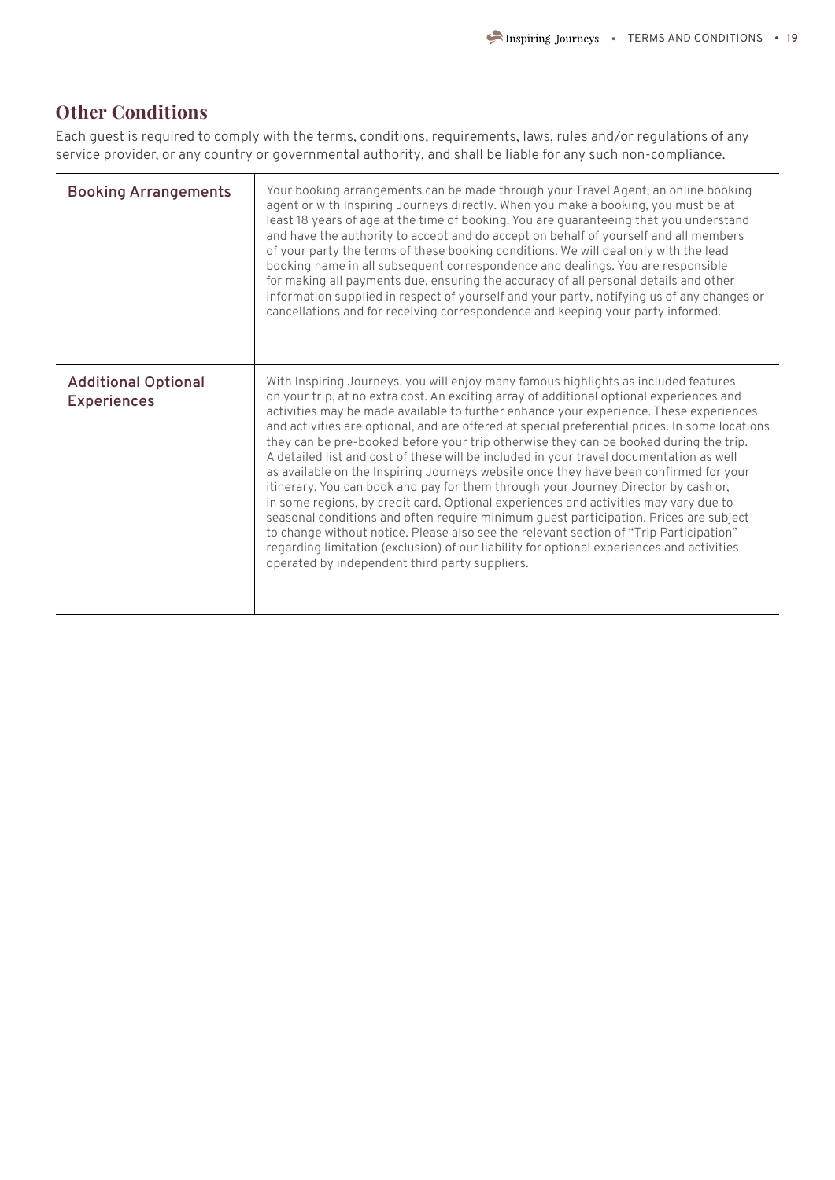## Other Conditions

Each guest is required to comply with the terms, conditions, requirements, laws, rules and/or regulations of any service provider, or any country or governmental authority, and shall be liable for any such non-compliance.

| | |
|---|---|
| **Booking Arrangements** | Your booking arrangements can be made through your Travel Agent, an online booking agent or with Inspiring Journeys directly. When you make a booking, you must be at least 18 years of age at the time of booking. You are guaranteeing that you understand and have the authority to accept and do accept on behalf of yourself and all members of your party the terms of these booking conditions. We will deal only with the lead booking name in all subsequent correspondence and dealings. You are responsible for making all payments due, ensuring the accuracy of all personal details and other information supplied in respect of yourself and your party, notifying us of any changes or cancellations and for receiving correspondence and keeping your party informed. |
| **Additional Optional Experiences** | With Inspiring Journeys, you will enjoy many famous highlights as included features on your trip, at no extra cost. An exciting array of additional optional experiences and activities may be made available to further enhance your experience. These experiences and activities are optional, and are offered at special preferential prices. In some locations they can be pre-booked before your trip otherwise they can be booked during the trip. A detailed list and cost of these will be included in your travel documentation as well as available on the Inspiring Journeys website once they have been confirmed for your itinerary. You can book and pay for them through your Journey Director by cash or, in some regions, by credit card. Optional experiences and activities may vary due to seasonal conditions and often require minimum guest participation. Prices are subject to change without notice. Please also see the relevant section of "Trip Participation" regarding limitation (exclusion) of our liability for optional experiences and activities operated by independent third party suppliers. |